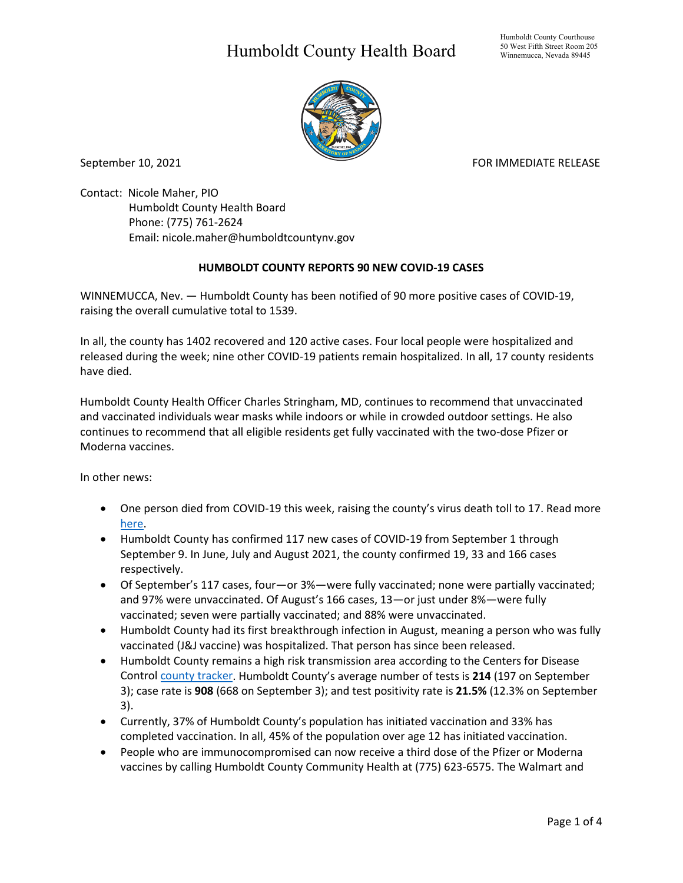# Humboldt County Health Board

Humboldt County Courthouse
50 West Fifth Street Room 205
Winnemucca, Nevada 89445

September 10, 2021 FOR IMMEDIATE RELEASE

Contact: Nicole Maher, PIO
Humboldt County Health Board
Phone: (775) 761-2624
Email: nicole.maher@humboldtcountynv.gov

**HUMBOLDT COUNTY REPORTS 90 NEW COVID-19 CASES**

WINNEMUCCA, Nev. — Humboldt County has been notified of 90 more positive cases of COVID-19, raising the overall cumulative total to 1539.

In all, the county has 1402 recovered and 120 active cases. Four local people were hospitalized and released during the week; nine other COVID-19 patients remain hospitalized. In all, 17 county residents have died.

Humboldt County Health Officer Charles Stringham, MD, continues to recommend that unvaccinated and vaccinated individuals wear masks while indoors or while in crowded outdoor settings. He also continues to recommend that all eligible residents get fully vaccinated with the two-dose Pfizer or Moderna vaccines.

In other news:

- One person died from COVID-19 this week, raising the county's virus death toll to 17. Read more here.
- Humboldt County has confirmed 117 new cases of COVID-19 from September 1 through September 9. In June, July and August 2021, the county confirmed 19, 33 and 166 cases respectively.
- Of September's 117 cases, four—or 3%—were fully vaccinated; none were partially vaccinated; and 97% were unvaccinated. Of August's 166 cases, 13—or just under 8%—were fully vaccinated; seven were partially vaccinated; and 88% were unvaccinated.
- Humboldt County had its first breakthrough infection in August, meaning a person who was fully vaccinated (J&J vaccine) was hospitalized. That person has since been released.
- Humboldt County remains a high risk transmission area according to the Centers for Disease Control county tracker. Humboldt County's average number of tests is **214** (197 on September 3); case rate is **908** (668 on September 3); and test positivity rate is **21.5%** (12.3% on September 3).
- Currently, 37% of Humboldt County's population has initiated vaccination and 33% has completed vaccination. In all, 45% of the population over age 12 has initiated vaccination.
- People who are immunocompromised can now receive a third dose of the Pfizer or Moderna vaccines by calling Humboldt County Community Health at (775) 623-6575. The Walmart and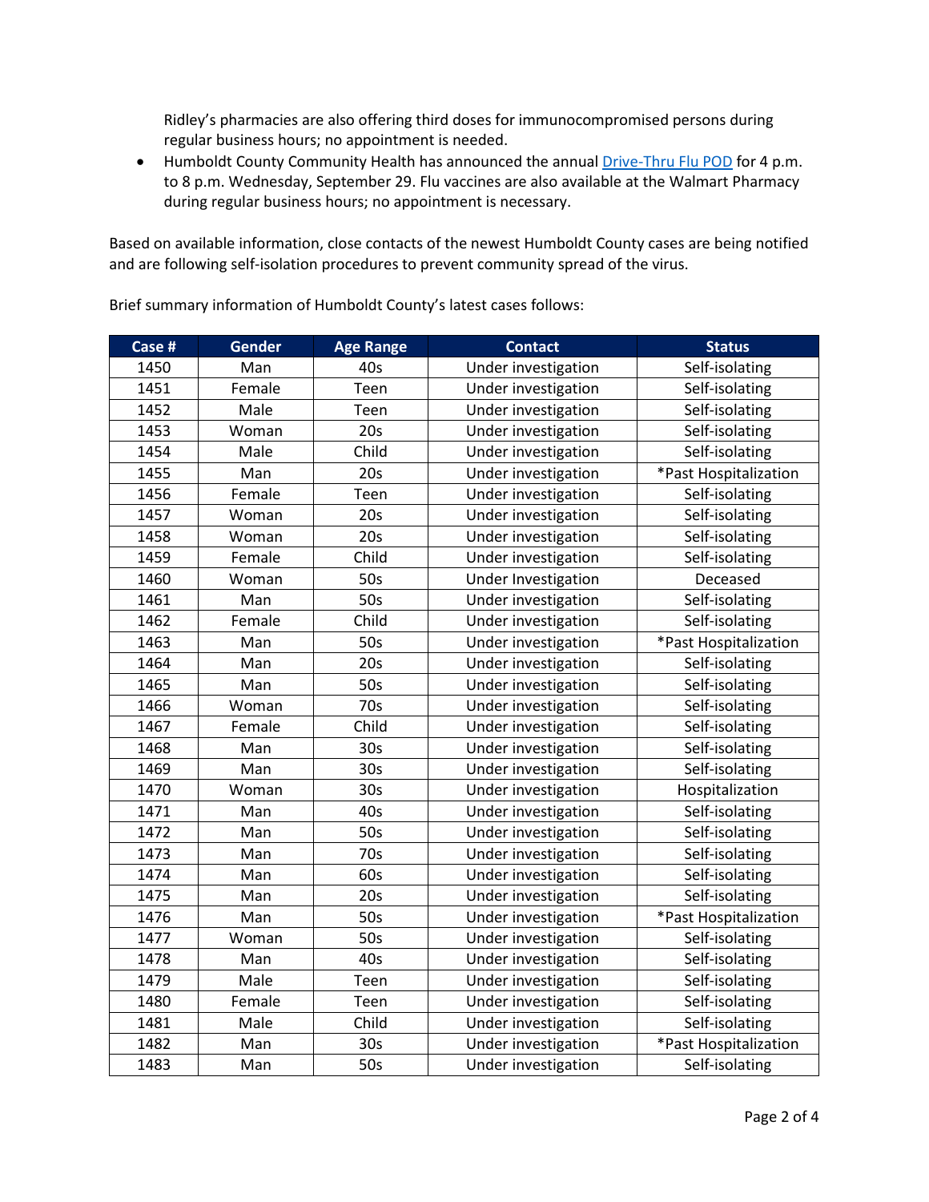Ridley's pharmacies are also offering third doses for immunocompromised persons during regular business hours; no appointment is needed.

- Humboldt County Community Health has announced the annual [Drive-Thru Flu POD](#) for 4 p.m. to 8 p.m. Wednesday, September 29. Flu vaccines are also available at the Walmart Pharmacy during regular business hours; no appointment is necessary.

Based on available information, close contacts of the newest Humboldt County cases are being notified and are following self-isolation procedures to prevent community spread of the virus.

Brief summary information of Humboldt County's latest cases follows:

| Case # | Gender | Age Range | Contact | Status |
|---|---|---|---|---|
| 1450 | Man | 40s | Under investigation | Self-isolating |
| 1451 | Female | Teen | Under investigation | Self-isolating |
| 1452 | Male | Teen | Under investigation | Self-isolating |
| 1453 | Woman | 20s | Under investigation | Self-isolating |
| 1454 | Male | Child | Under investigation | Self-isolating |
| 1455 | Man | 20s | Under investigation | *Past Hospitalization |
| 1456 | Female | Teen | Under investigation | Self-isolating |
| 1457 | Woman | 20s | Under investigation | Self-isolating |
| 1458 | Woman | 20s | Under investigation | Self-isolating |
| 1459 | Female | Child | Under investigation | Self-isolating |
| 1460 | Woman | 50s | Under Investigation | Deceased |
| 1461 | Man | 50s | Under investigation | Self-isolating |
| 1462 | Female | Child | Under investigation | Self-isolating |
| 1463 | Man | 50s | Under investigation | *Past Hospitalization |
| 1464 | Man | 20s | Under investigation | Self-isolating |
| 1465 | Man | 50s | Under investigation | Self-isolating |
| 1466 | Woman | 70s | Under investigation | Self-isolating |
| 1467 | Female | Child | Under investigation | Self-isolating |
| 1468 | Man | 30s | Under investigation | Self-isolating |
| 1469 | Man | 30s | Under investigation | Self-isolating |
| 1470 | Woman | 30s | Under investigation | Hospitalization |
| 1471 | Man | 40s | Under investigation | Self-isolating |
| 1472 | Man | 50s | Under investigation | Self-isolating |
| 1473 | Man | 70s | Under investigation | Self-isolating |
| 1474 | Man | 60s | Under investigation | Self-isolating |
| 1475 | Man | 20s | Under investigation | Self-isolating |
| 1476 | Man | 50s | Under investigation | *Past Hospitalization |
| 1477 | Woman | 50s | Under investigation | Self-isolating |
| 1478 | Man | 40s | Under investigation | Self-isolating |
| 1479 | Male | Teen | Under investigation | Self-isolating |
| 1480 | Female | Teen | Under investigation | Self-isolating |
| 1481 | Male | Child | Under investigation | Self-isolating |
| 1482 | Man | 30s | Under investigation | *Past Hospitalization |
| 1483 | Man | 50s | Under investigation | Self-isolating |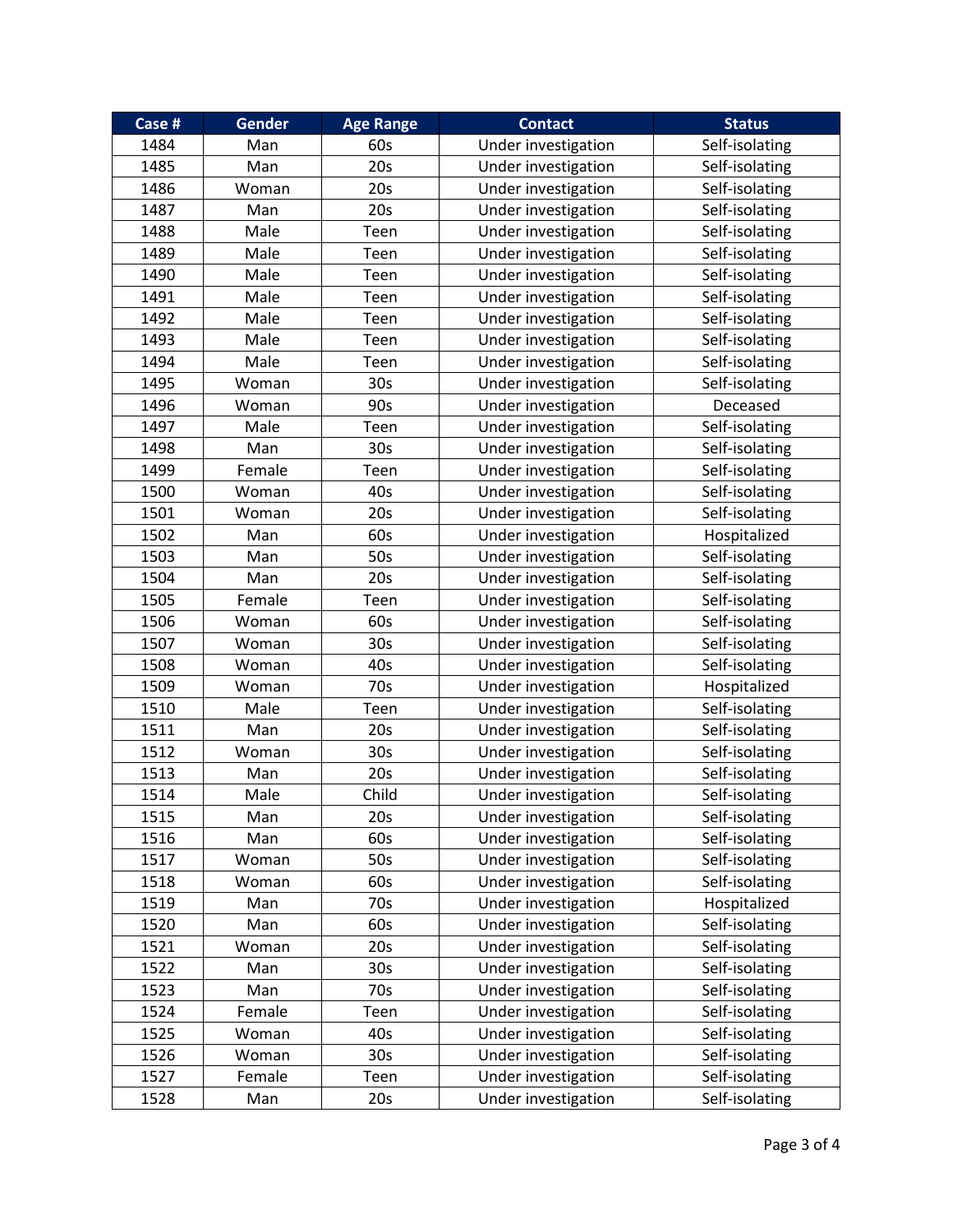| Case # | Gender | Age Range | Contact | Status |
|---|---|---|---|---|
| 1484 | Man | 60s | Under investigation | Self-isolating |
| 1485 | Man | 20s | Under investigation | Self-isolating |
| 1486 | Woman | 20s | Under investigation | Self-isolating |
| 1487 | Man | 20s | Under investigation | Self-isolating |
| 1488 | Male | Teen | Under investigation | Self-isolating |
| 1489 | Male | Teen | Under investigation | Self-isolating |
| 1490 | Male | Teen | Under investigation | Self-isolating |
| 1491 | Male | Teen | Under investigation | Self-isolating |
| 1492 | Male | Teen | Under investigation | Self-isolating |
| 1493 | Male | Teen | Under investigation | Self-isolating |
| 1494 | Male | Teen | Under investigation | Self-isolating |
| 1495 | Woman | 30s | Under investigation | Self-isolating |
| 1496 | Woman | 90s | Under investigation | Deceased |
| 1497 | Male | Teen | Under investigation | Self-isolating |
| 1498 | Man | 30s | Under investigation | Self-isolating |
| 1499 | Female | Teen | Under investigation | Self-isolating |
| 1500 | Woman | 40s | Under investigation | Self-isolating |
| 1501 | Woman | 20s | Under investigation | Self-isolating |
| 1502 | Man | 60s | Under investigation | Hospitalized |
| 1503 | Man | 50s | Under investigation | Self-isolating |
| 1504 | Man | 20s | Under investigation | Self-isolating |
| 1505 | Female | Teen | Under investigation | Self-isolating |
| 1506 | Woman | 60s | Under investigation | Self-isolating |
| 1507 | Woman | 30s | Under investigation | Self-isolating |
| 1508 | Woman | 40s | Under investigation | Self-isolating |
| 1509 | Woman | 70s | Under investigation | Hospitalized |
| 1510 | Male | Teen | Under investigation | Self-isolating |
| 1511 | Man | 20s | Under investigation | Self-isolating |
| 1512 | Woman | 30s | Under investigation | Self-isolating |
| 1513 | Man | 20s | Under investigation | Self-isolating |
| 1514 | Male | Child | Under investigation | Self-isolating |
| 1515 | Man | 20s | Under investigation | Self-isolating |
| 1516 | Man | 60s | Under investigation | Self-isolating |
| 1517 | Woman | 50s | Under investigation | Self-isolating |
| 1518 | Woman | 60s | Under investigation | Self-isolating |
| 1519 | Man | 70s | Under investigation | Hospitalized |
| 1520 | Man | 60s | Under investigation | Self-isolating |
| 1521 | Woman | 20s | Under investigation | Self-isolating |
| 1522 | Man | 30s | Under investigation | Self-isolating |
| 1523 | Man | 70s | Under investigation | Self-isolating |
| 1524 | Female | Teen | Under investigation | Self-isolating |
| 1525 | Woman | 40s | Under investigation | Self-isolating |
| 1526 | Woman | 30s | Under investigation | Self-isolating |
| 1527 | Female | Teen | Under investigation | Self-isolating |
| 1528 | Man | 20s | Under investigation | Self-isolating |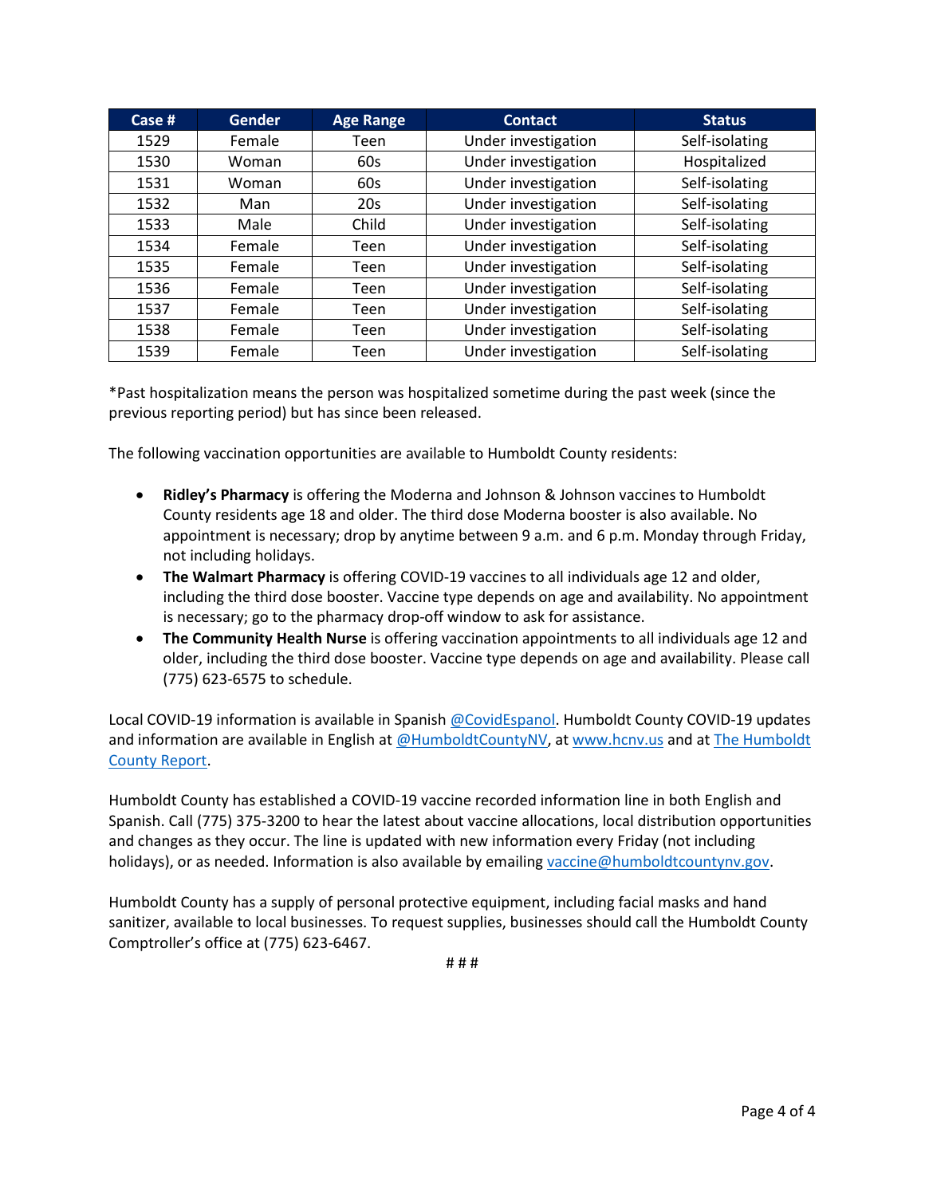| Case # | Gender | Age Range | Contact | Status |
|---|---|---|---|---|
| 1529 | Female | Teen | Under investigation | Self-isolating |
| 1530 | Woman | 60s | Under investigation | Hospitalized |
| 1531 | Woman | 60s | Under investigation | Self-isolating |
| 1532 | Man | 20s | Under investigation | Self-isolating |
| 1533 | Male | Child | Under investigation | Self-isolating |
| 1534 | Female | Teen | Under investigation | Self-isolating |
| 1535 | Female | Teen | Under investigation | Self-isolating |
| 1536 | Female | Teen | Under investigation | Self-isolating |
| 1537 | Female | Teen | Under investigation | Self-isolating |
| 1538 | Female | Teen | Under investigation | Self-isolating |
| 1539 | Female | Teen | Under investigation | Self-isolating |

*Past hospitalization means the person was hospitalized sometime during the past week (since the previous reporting period) but has since been released.

The following vaccination opportunities are available to Humboldt County residents:

- **Ridley's Pharmacy** is offering the Moderna and Johnson & Johnson vaccines to Humboldt County residents age 18 and older. The third dose Moderna booster is also available. No appointment is necessary; drop by anytime between 9 a.m. and 6 p.m. Monday through Friday, not including holidays.
- **The Walmart Pharmacy** is offering COVID-19 vaccines to all individuals age 12 and older, including the third dose booster. Vaccine type depends on age and availability. No appointment is necessary; go to the pharmacy drop-off window to ask for assistance.
- **The Community Health Nurse** is offering vaccination appointments to all individuals age 12 and older, including the third dose booster. Vaccine type depends on age and availability. Please call (775) 623-6575 to schedule.

Local COVID-19 information is available in Spanish @CovidEspanol. Humboldt County COVID-19 updates and information are available in English at @HumboldtCountyNV, at www.hcnv.us and at The Humboldt County Report.

Humboldt County has established a COVID-19 vaccine recorded information line in both English and Spanish. Call (775) 375-3200 to hear the latest about vaccine allocations, local distribution opportunities and changes as they occur. The line is updated with new information every Friday (not including holidays), or as needed. Information is also available by emailing vaccine@humboldtcountynv.gov.

Humboldt County has a supply of personal protective equipment, including facial masks and hand sanitizer, available to local businesses. To request supplies, businesses should call the Humboldt County Comptroller's office at (775) 623-6467.

# # #